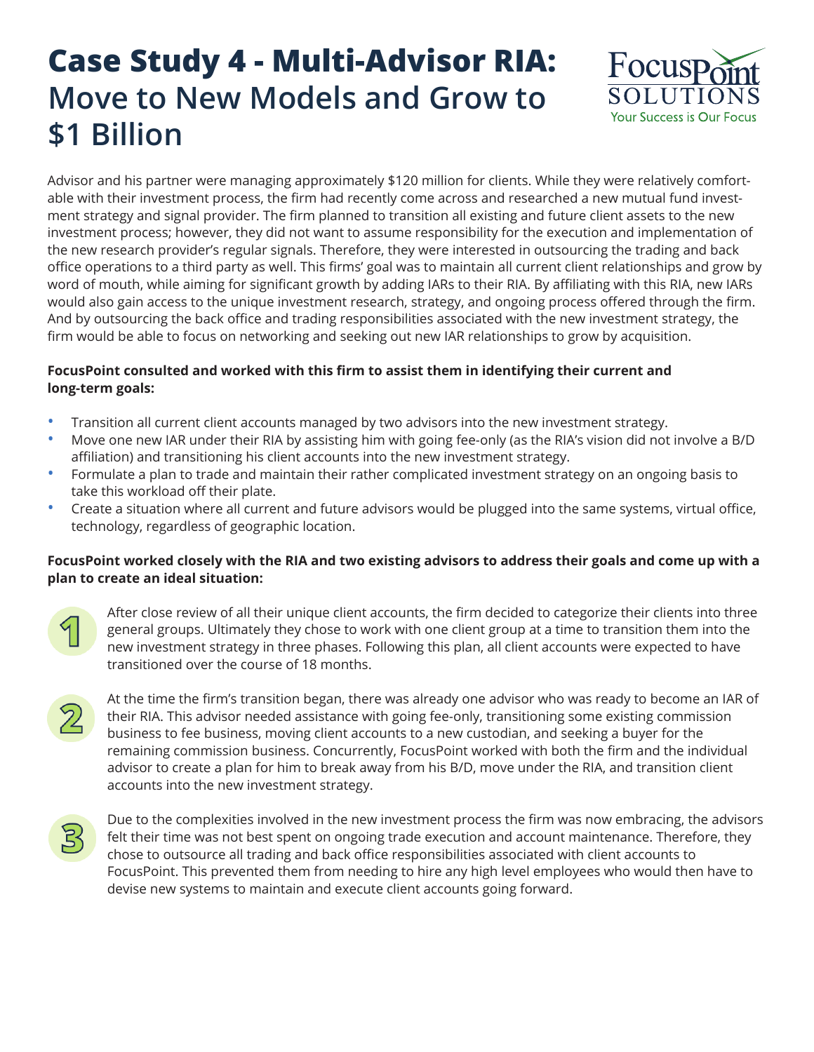# Case Study 4 - Multi-Advisor RIA: Move to New Models and Grow to $1 Billion

Advisor and his partner were managing approximately $120 million for clients. While they were relatively comfortable with their investment process, the firm had recently come across and researched a new mutual fund investment strategy and signal provider. The firm planned to transition all existing and future client assets to the new investment process; however, they did not want to assume responsibility for the execution and implementation of the new research provider's regular signals. Therefore, they were interested in outsourcing the trading and back office operations to a third party as well. This firms' goal was to maintain all current client relationships and grow by word of mouth, while aiming for significant growth by adding IARs to their RIA. By affiliating with this RIA, new IARs would also gain access to the unique investment research, strategy, and ongoing process offered through the firm. And by outsourcing the back office and trading responsibilities associated with the new investment strategy, the firm would be able to focus on networking and seeking out new IAR relationships to grow by acquisition.

**FocusPoint consulted and worked with this firm to assist them in identifying their current and long-term goals:**

- Transition all current client accounts managed by two advisors into the new investment strategy.
- Move one new IAR under their RIA by assisting him with going fee-only (as the RIA's vision did not involve a B/D affiliation) and transitioning his client accounts into the new investment strategy.
- Formulate a plan to trade and maintain their rather complicated investment strategy on an ongoing basis to take this workload off their plate.
- Create a situation where all current and future advisors would be plugged into the same systems, virtual office, technology, regardless of geographic location.

**FocusPoint worked closely with the RIA and two existing advisors to address their goals and come up with a plan to create an ideal situation:**

1. After close review of all their unique client accounts, the firm decided to categorize their clients into three general groups. Ultimately they chose to work with one client group at a time to transition them into the new investment strategy in three phases. Following this plan, all client accounts were expected to have transitioned over the course of 18 months.

2. At the time the firm's transition began, there was already one advisor who was ready to become an IAR of their RIA. This advisor needed assistance with going fee-only, transitioning some existing commission business to fee business, moving client accounts to a new custodian, and seeking a buyer for the remaining commission business. Concurrently, FocusPoint worked with both the firm and the individual advisor to create a plan for him to break away from his B/D, move under the RIA, and transition client accounts into the new investment strategy.

3. Due to the complexities involved in the new investment process the firm was now embracing, the advisors felt their time was not best spent on ongoing trade execution and account maintenance. Therefore, they chose to outsource all trading and back office responsibilities associated with client accounts to FocusPoint. This prevented them from needing to hire any high level employees who would then have to devise new systems to maintain and execute client accounts going forward.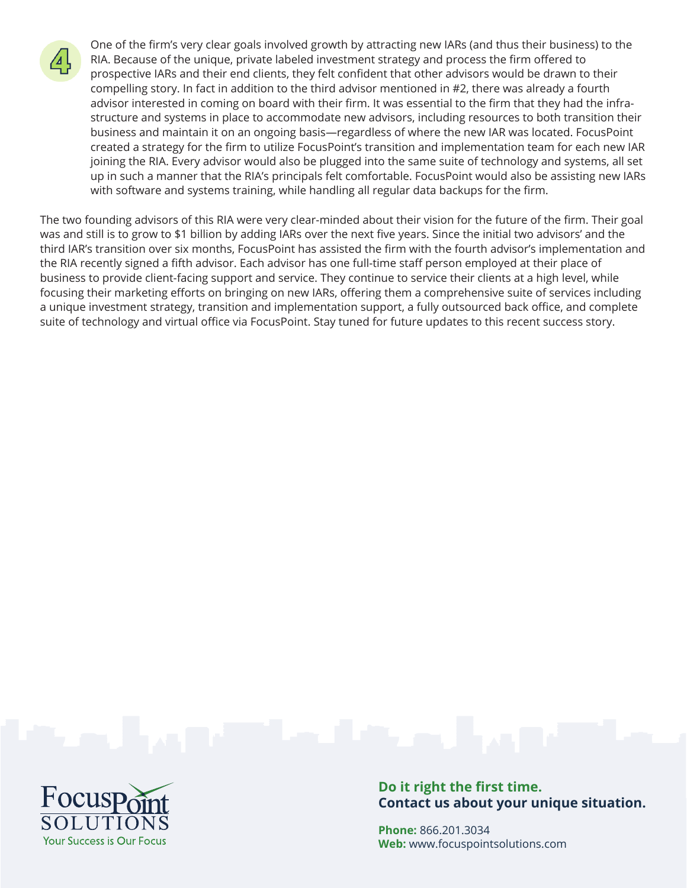4. One of the firm's very clear goals involved growth by attracting new IARs (and thus their business) to the RIA. Because of the unique, private labeled investment strategy and process the firm offered to prospective IARs and their end clients, they felt confident that other advisors would be drawn to their compelling story. In fact in addition to the third advisor mentioned in #2, there was already a fourth advisor interested in coming on board with their firm. It was essential to the firm that they had the infrastructure and systems in place to accommodate new advisors, including resources to both transition their business and maintain it on an ongoing basis—regardless of where the new IAR was located. FocusPoint created a strategy for the firm to utilize FocusPoint's transition and implementation team for each new IAR joining the RIA. Every advisor would also be plugged into the same suite of technology and systems, all set up in such a manner that the RIA's principals felt comfortable. FocusPoint would also be assisting new IARs with software and systems training, while handling all regular data backups for the firm.

The two founding advisors of this RIA were very clear-minded about their vision for the future of the firm. Their goal was and still is to grow to $1 billion by adding IARs over the next five years. Since the initial two advisors' and the third IAR's transition over six months, FocusPoint has assisted the firm with the fourth advisor's implementation and the RIA recently signed a fifth advisor. Each advisor has one full-time staff person employed at their place of business to provide client-facing support and service. They continue to service their clients at a high level, while focusing their marketing efforts on bringing on new IARs, offering them a comprehensive suite of services including a unique investment strategy, transition and implementation support, a fully outsourced back office, and complete suite of technology and virtual office via FocusPoint. Stay tuned for future updates to this recent success story.

FocusPoint SOLUTIONS
Your Success is Our Focus

**Do it right the first time.**
**Contact us about your unique situation.**

**Phone:** 866.201.3034
**Web:** www.focuspointsolutions.com